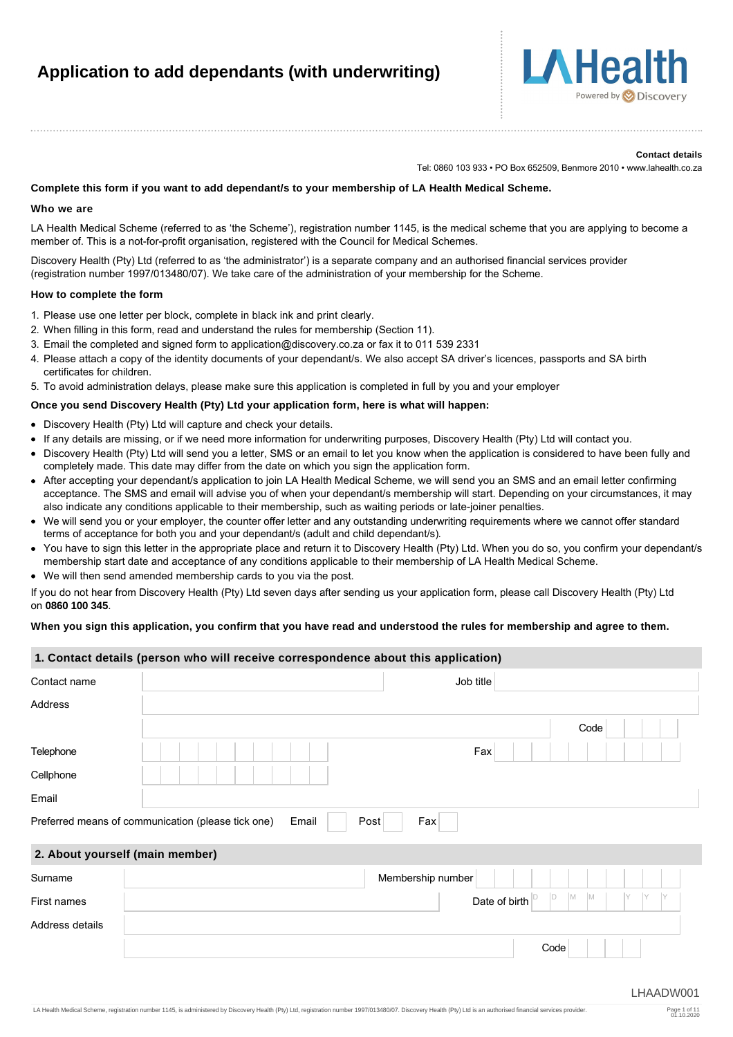# Application to add dependants (with underwriting)

**Contact details**

Tel: 0860 103 933 • PO Box 652509, Benmore 2010 • www.lahealth.co.za

**Complete this form if you want to add dependant/s to your membership of LA Health Medical Scheme.**

**Who we are**

LA Health Medical Scheme (referred to as 'the Scheme'), registration number 1145, is the medical scheme that you are applying to become a member of. This is a not-for-profit organisation, registered with the Council for Medical Schemes.

Discovery Health (Pty) Ltd (referred to as 'the administrator') is a separate company and an authorised financial services provider (registration number 1997/013480/07). We take care of the administration of your membership for the Scheme.

**How to complete the form**

1. Please use one letter per block, complete in black ink and print clearly.
2. When filling in this form, read and understand the rules for membership (Section 11).
3. Email the completed and signed form to application@discovery.co.za or fax it to 011 539 2331
4. Please attach a copy of the identity documents of your dependant/s. We also accept SA driver's licences, passports and SA birth certificates for children.
5. To avoid administration delays, please make sure this application is completed in full by you and your employer

**Once you send Discovery Health (Pty) Ltd your application form, here is what will happen:**

- Discovery Health (Pty) Ltd will capture and check your details.
- If any details are missing, or if we need more information for underwriting purposes, Discovery Health (Pty) Ltd will contact you.
- Discovery Health (Pty) Ltd will send you a letter, SMS or an email to let you know when the application is considered to have been fully and completely made. This date may differ from the date on which you sign the application form.
- After accepting your dependant/s application to join LA Health Medical Scheme, we will send you an SMS and an email letter confirming acceptance. The SMS and email will advise you of when your dependant/s membership will start. Depending on your circumstances, it may also indicate any conditions applicable to their membership, such as waiting periods or late-joiner penalties.
- We will send you or your employer, the counter offer letter and any outstanding underwriting requirements where we cannot offer standard terms of acceptance for both you and your dependant/s (adult and child dependant/s).
- You have to sign this letter in the appropriate place and return it to Discovery Health (Pty) Ltd. When you do so, you confirm your dependant/s membership start date and acceptance of any conditions applicable to their membership of LA Health Medical Scheme.
- We will then send amended membership cards to you via the post.

If you do not hear from Discovery Health (Pty) Ltd seven days after sending us your application form, please call Discovery Health (Pty) Ltd on **0860 100 345**.

**When you sign this application, you confirm that you have read and understood the rules for membership and agree to them.**

## 1. Contact details (person who will receive correspondence about this application)

| | | | |
|---|---|---|---|
| Contact name | | Job title | |
| Address | | | |
| | | Code | |
| Telephone | | Fax | |
| Cellphone | | | |
| Email | | | |

Preferred means of communication (please tick one) Email ☐ Post ☐ Fax ☐

## 2. About yourself (main member)

| | | | |
|---|---|---|---|
| Surname | | Membership number | |
| First names | | Date of birth | D D M M Y Y Y Y |
| Address details | | | |
| | | Code | |

LHAADW001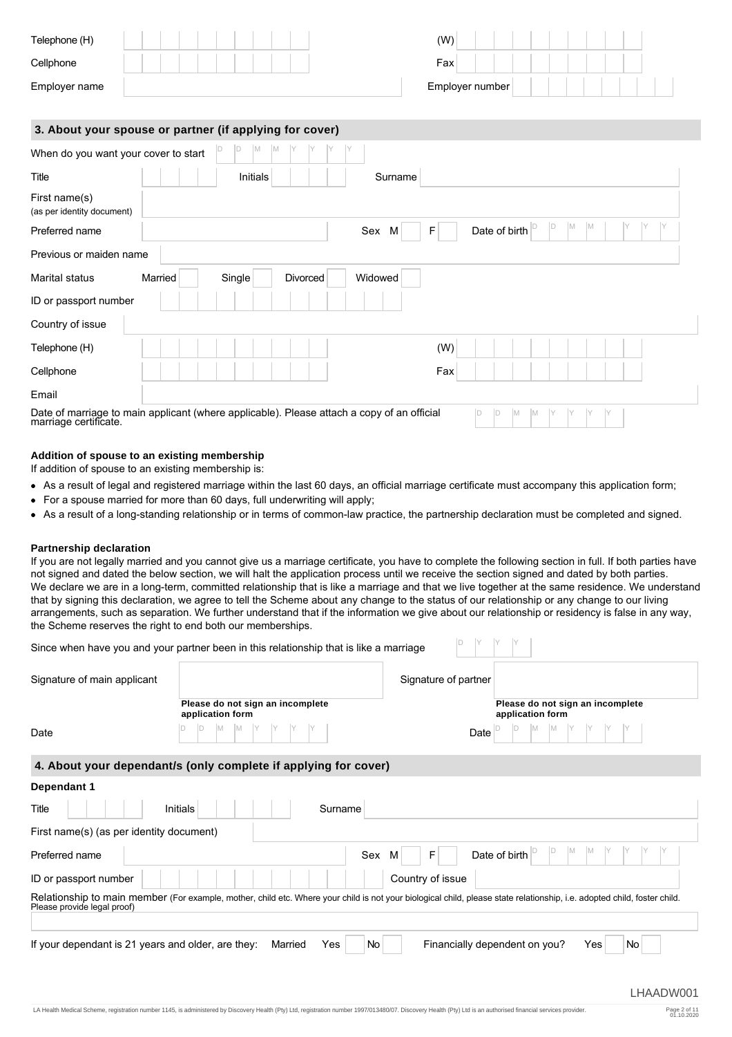| | | | |
|---|---|---|---|
| Telephone (H) | | (W) | |
| Cellphone | | Fax | |
| Employer name | | Employer number | |

## 3. About your spouse or partner (if applying for cover)

When do you want your cover to start DD MM YYYY

| | | | |
|---|---|---|---|
| Title | Initials | Surname | |
| First name(s) (as per identity document) | | | |
| Preferred name | | Sex M F | Date of birth DD MM YYYY |
| Previous or maiden name | | | |

Marital status: Married ☐ Single ☐ Divorced ☐ Widowed ☐

| | | | |
|---|---|---|---|
| ID or passport number | | | |
| Country of issue | | | |
| Telephone (H) | | (W) | |
| Cellphone | | Fax | |
| Email | | | |

Date of marriage to main applicant (where applicable). Please attach a copy of an official marriage certificate. DD MM YYYY

### Addition of spouse to an existing membership

If addition of spouse to an existing membership is:

- As a result of legal and registered marriage within the last 60 days, an official marriage certificate must accompany this application form;
- For a spouse married for more than 60 days, full underwriting will apply;
- As a result of a long-standing relationship or in terms of common-law practice, the partnership declaration must be completed and signed.

### Partnership declaration

If you are not legally married and you cannot give us a marriage certificate, you have to complete the following section in full. If both parties have not signed and dated the below section, we will halt the application process until we receive the section signed and dated by both parties.
We declare we are in a long-term, committed relationship that is like a marriage and that we live together at the same residence. We understand that by signing this declaration, we agree to tell the Scheme about any change to the status of our relationship or any change to our living arrangements, such as separation. We further understand that if the information we give about our relationship or residency is false in any way, the Scheme reserves the right to end both our memberships.

Since when have you and your partner been in this relationship that is like a marriage DYYY

| | | | |
|---|---|---|---|
| Signature of main applicant | **Please do not sign an incomplete application form** | Signature of partner | **Please do not sign an incomplete application form** |
| Date | DD MM YYYY | Date | DD MM YYYY |

## 4. About your dependant/s (only complete if applying for cover)

### Dependant 1

| | | | |
|---|---|---|---|
| Title | Initials | Surname | |
| First name(s) (as per identity document) | | | |
| Preferred name | | Sex M F | Date of birth DD MM YYYY |
| ID or passport number | | Country of issue | |

Relationship to main member (For example, mother, child etc. Where your child is not your biological child, please state relationship, i.e. adopted child, foster child. Please provide legal proof)

If your dependant is 21 years and older, are they: Married Yes ☐ No ☐ Financially dependent on you? Yes ☐ No ☐

LHAADW001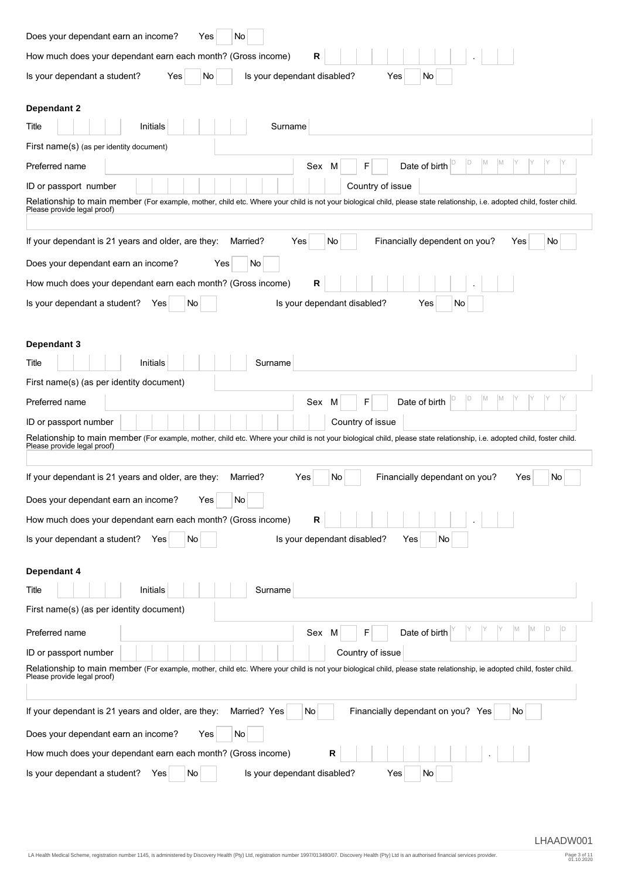Does your dependant earn an income? Yes ☐ No ☐

How much does your dependant earn each month? (Gross income) **R** ☐☐☐☐☐☐☐☐ . ☐☐

Is your dependant a student? Yes ☐ No ☐ Is your dependant disabled? Yes ☐ No ☐

### Dependant 2

Title ☐☐☐☐ Initials ☐☐☐☐☐ Surname

First name(s) (as per identity document)

Preferred name Sex M ☐ F ☐ Date of birth D D M M Y Y Y Y

ID or passport number ☐☐☐☐☐☐☐☐☐☐☐☐☐ Country of issue

Relationship to main member (For example, mother, child etc. Where your child is not your biological child, please state relationship, i.e. adopted child, foster child. Please provide legal proof)

If your dependant is 21 years and older, are they: Married? Yes ☐ No ☐ Financially dependent on you? Yes ☐ No ☐

Does your dependant earn an income? Yes ☐ No ☐

How much does your dependant earn each month? (Gross income) **R** ☐☐☐☐☐☐☐☐ . ☐☐

Is your dependant a student? Yes ☐ No ☐ Is your dependant disabled? Yes ☐ No ☐

### Dependant 3

Title ☐☐☐☐ Initials ☐☐☐☐☐ Surname

First name(s) (as per identity document)

Preferred name Sex M ☐ F ☐ Date of birth D D M M Y Y Y Y

ID or passport number ☐☐☐☐☐☐☐☐☐☐☐☐☐ Country of issue

Relationship to main member (For example, mother, child etc. Where your child is not your biological child, please state relationship, i.e. adopted child, foster child. Please provide legal proof)

If your dependant is 21 years and older, are they: Married? Yes ☐ No ☐ Financially dependant on you? Yes ☐ No ☐

Does your dependant earn an income? Yes ☐ No ☐

How much does your dependant earn each month? (Gross income) **R** ☐☐☐☐☐☐☐☐ . ☐☐

Is your dependant a student? Yes ☐ No ☐ Is your dependant disabled? Yes ☐ No ☐

### Dependant 4

Title ☐☐☐☐ Initials ☐☐☐☐☐ Surname

First name(s) (as per identity document)

Preferred name Sex M ☐ F ☐ Date of birth Y Y Y Y M M D D

ID or passport number ☐☐☐☐☐☐☐☐☐☐☐☐☐ Country of issue

Relationship to main member (For example, mother, child etc. Where your child is not your biological child, please state relationship, ie adopted child, foster child. Please provide legal proof)

If your dependant is 21 years and older, are they: Married? Yes ☐ No ☐ Financially dependant on you? Yes ☐ No ☐

Does your dependant earn an income? Yes ☐ No ☐

How much does your dependant earn each month? (Gross income) **R** ☐☐☐☐☐☐☐☐ . ☐☐

Is your dependant a student? Yes ☐ No ☐ Is your dependant disabled? Yes ☐ No ☐

LHAADW001

LA Health Medical Scheme, registration number 1145, is administered by Discovery Health (Pty) Ltd, registration number 1997/013480/07. Discovery Health (Pty) Ltd is an authorised financial services provider.

01.10.2020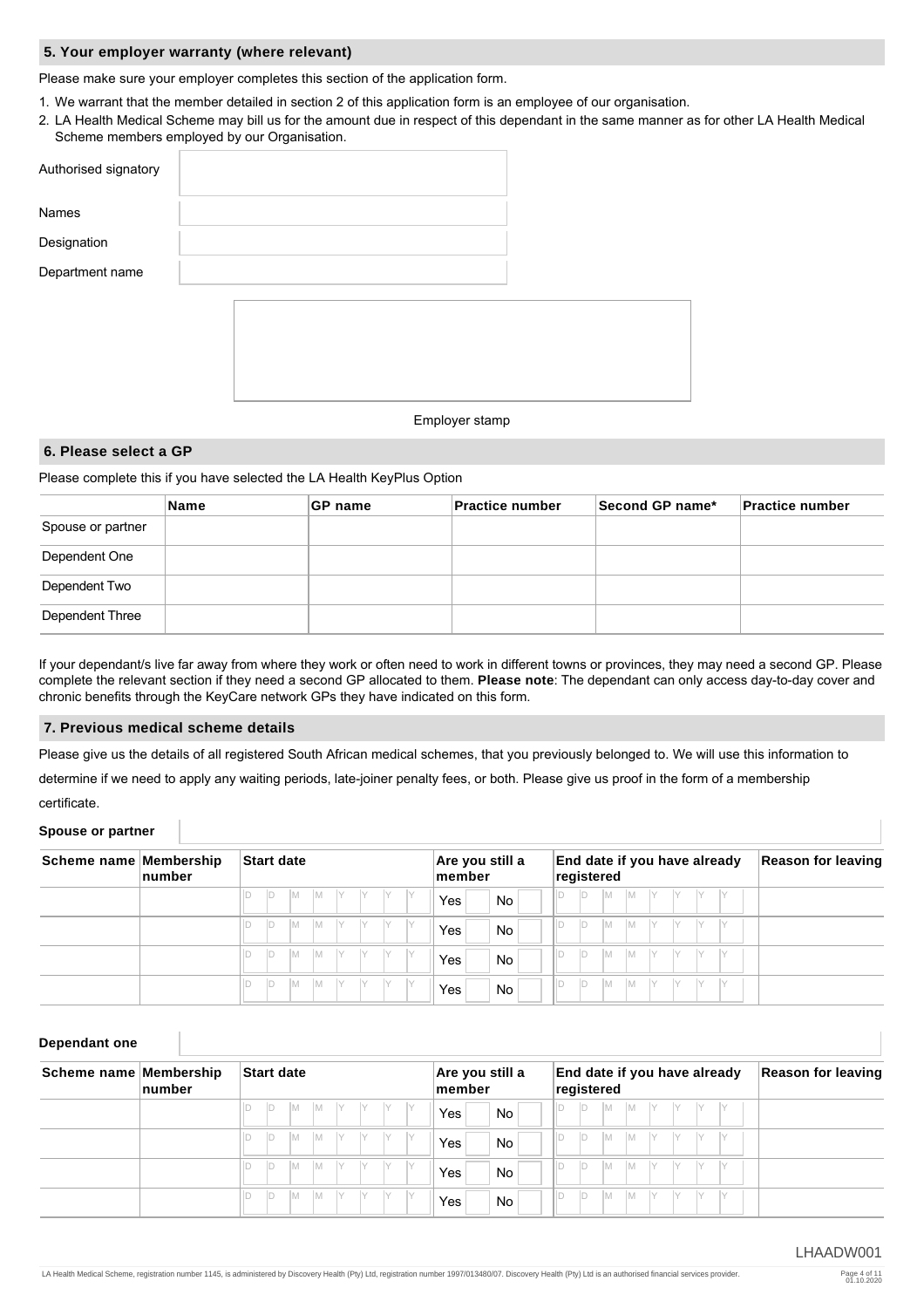## 5. Your employer warranty (where relevant)

Please make sure your employer completes this section of the application form.

1. We warrant that the member detailed in section 2 of this application form is an employee of our organisation.
2. LA Health Medical Scheme may bill us for the amount due in respect of this dependant in the same manner as for other LA Health Medical Scheme members employed by our Organisation.

| | |
|---|---|
| Authorised signatory | |
| Names | |
| Designation | |
| Department name | |

Employer stamp

## 6. Please select a GP

Please complete this if you have selected the LA Health KeyPlus Option

| | Name | GP name | Practice number | Second GP name* | Practice number |
|---|---|---|---|---|---|
| Spouse or partner | | | | | |
| Dependent One | | | | | |
| Dependent Two | | | | | |
| Dependent Three | | | | | |

If your dependant/s live far away from where they work or often need to work in different towns or provinces, they may need a second GP. Please complete the relevant section if they need a second GP allocated to them. **Please note**: The dependant can only access day-to-day cover and chronic benefits through the KeyCare network GPs they have indicated on this form.

## 7. Previous medical scheme details

Please give us the details of all registered South African medical schemes, that you previously belonged to. We will use this information to determine if we need to apply any waiting periods, late-joiner penalty fees, or both. Please give us proof in the form of a membership certificate.

**Spouse or partner**

| Scheme name | Membership number | Start date | Are you still a member | End date if you have already registered | Reason for leaving |
|---|---|---|---|---|---|
| | | D D M M Y Y Y Y | Yes No | D D M M Y Y Y Y | |
| | | D D M M Y Y Y Y | Yes No | D D M M Y Y Y Y | |
| | | D D M M Y Y Y Y | Yes No | D D M M Y Y Y Y | |
| | | D D M M Y Y Y Y | Yes No | D D M M Y Y Y Y | |

**Dependant one**

| Scheme name | Membership number | Start date | Are you still a member | End date if you have already registered | Reason for leaving |
|---|---|---|---|---|---|
| | | D D M M Y Y Y Y | Yes No | D D M M Y Y Y Y | |
| | | D D M M Y Y Y Y | Yes No | D D M M Y Y Y Y | |
| | | D D M M Y Y Y Y | Yes No | D D M M Y Y Y Y | |
| | | D D M M Y Y Y Y | Yes No | D D M M Y Y Y Y | |

LHAADW001

LA Health Medical Scheme, registration number 1145, is administered by Discovery Health (Pty) Ltd, registration number 1997/013480/07. Discovery Health (Pty) Ltd is an authorised financial services provider.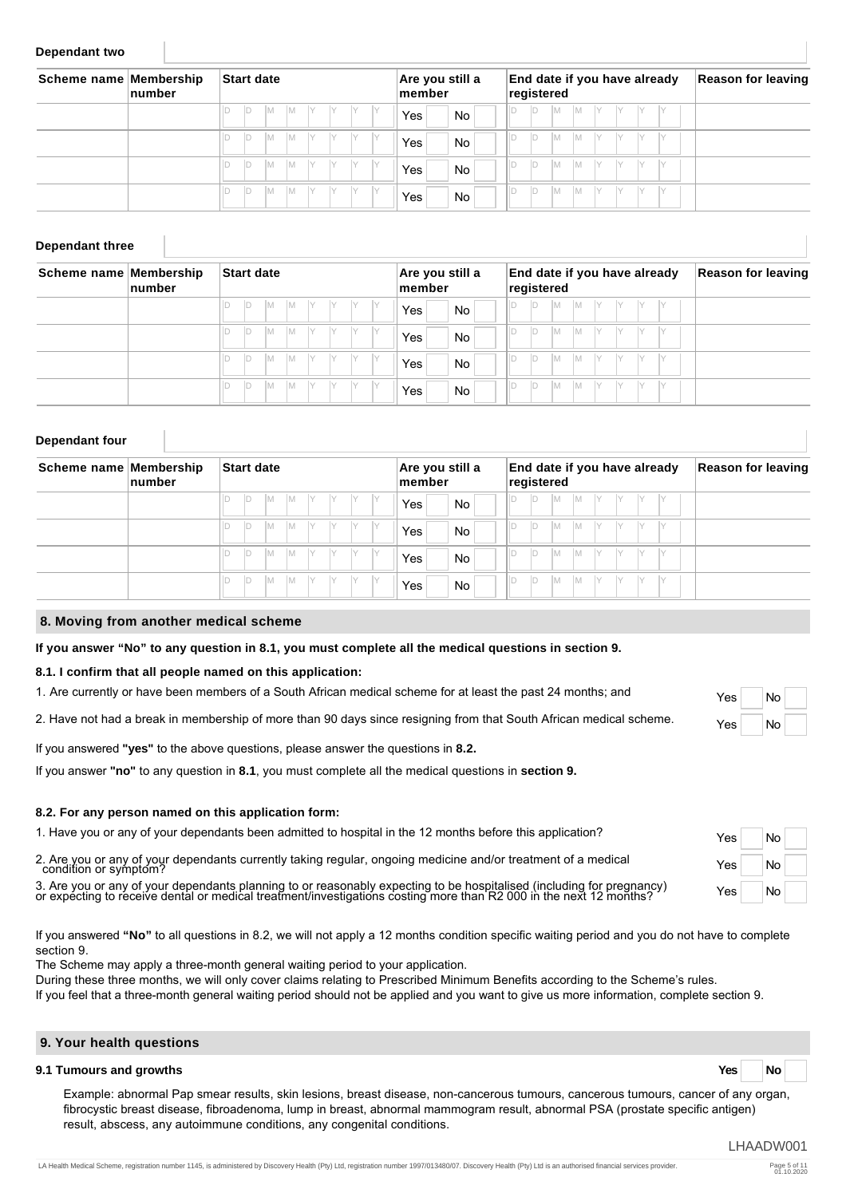**Dependant two**

| Scheme name | Membership number | Start date | Are you still a member | End date if you have already registered | Reason for leaving |
|---|---|---|---|---|---|
| | | D D M M Y Y Y Y | Yes No | D D M M Y Y Y Y | |
| | | D D M M Y Y Y Y | Yes No | D D M M Y Y Y Y | |
| | | D D M M Y Y Y Y | Yes No | D D M M Y Y Y Y | |
| | | D D M M Y Y Y Y | Yes No | D D M M Y Y Y Y | |

**Dependant three**

| Scheme name | Membership number | Start date | Are you still a member | End date if you have already registered | Reason for leaving |
|---|---|---|---|---|---|
| | | D D M M Y Y Y Y | Yes No | D D M M Y Y Y Y | |
| | | D D M M Y Y Y Y | Yes No | D D M M Y Y Y Y | |
| | | D D M M Y Y Y Y | Yes No | D D M M Y Y Y Y | |
| | | D D M M Y Y Y Y | Yes No | D D M M Y Y Y Y | |

**Dependant four**

| Scheme name | Membership number | Start date | Are you still a member | End date if you have already registered | Reason for leaving |
|---|---|---|---|---|---|
| | | D D M M Y Y Y Y | Yes No | D D M M Y Y Y Y | |
| | | D D M M Y Y Y Y | Yes No | D D M M Y Y Y Y | |
| | | D D M M Y Y Y Y | Yes No | D D M M Y Y Y Y | |
| | | D D M M Y Y Y Y | Yes No | D D M M Y Y Y Y | |

## 8. Moving from another medical scheme

**If you answer "No" to any question in 8.1, you must complete all the medical questions in section 9.**

**8.1. I confirm that all people named on this application:**

1. Are currently or have been members of a South African medical scheme for at least the past 24 months; and — Yes / No
2. Have not had a break in membership of more than 90 days since resigning from that South African medical scheme. — Yes / No

If you answered **"yes"** to the above questions, please answer the questions in **8.2.**

If you answer **"no"** to any question in **8.1**, you must complete all the medical questions in **section 9.**

**8.2. For any person named on this application form:**

1. Have you or any of your dependants been admitted to hospital in the 12 months before this application? — Yes / No
2. Are you or any of your dependants currently taking regular, ongoing medicine and/or treatment of a medical condition or symptom? — Yes / No
3. Are you or any of your dependants planning to or reasonably expecting to be hospitalised (including for pregnancy) or expecting to receive dental or medical treatment/investigations costing more than R2 000 in the next 12 months? — Yes / No

If you answered **"No"** to all questions in 8.2, we will not apply a 12 months condition specific waiting period and you do not have to complete section 9.

The Scheme may apply a three-month general waiting period to your application.

During these three months, we will only cover claims relating to Prescribed Minimum Benefits according to the Scheme's rules.

If you feel that a three-month general waiting period should not be applied and you want to give us more information, complete section 9.

## 9. Your health questions

**9.1 Tumours and growths** — **Yes** / **No**

Example: abnormal Pap smear results, skin lesions, breast disease, non-cancerous tumours, cancerous tumours, cancer of any organ, fibrocystic breast disease, fibroadenoma, lump in breast, abnormal mammogram result, abnormal PSA (prostate specific antigen) result, abscess, any autoimmune conditions, any congenital conditions.

LHAADW001

LA Health Medical Scheme, registration number 1145, is administered by Discovery Health (Pty) Ltd, registration number 1997/013480/07. Discovery Health (Pty) Ltd is an authorised financial services provider.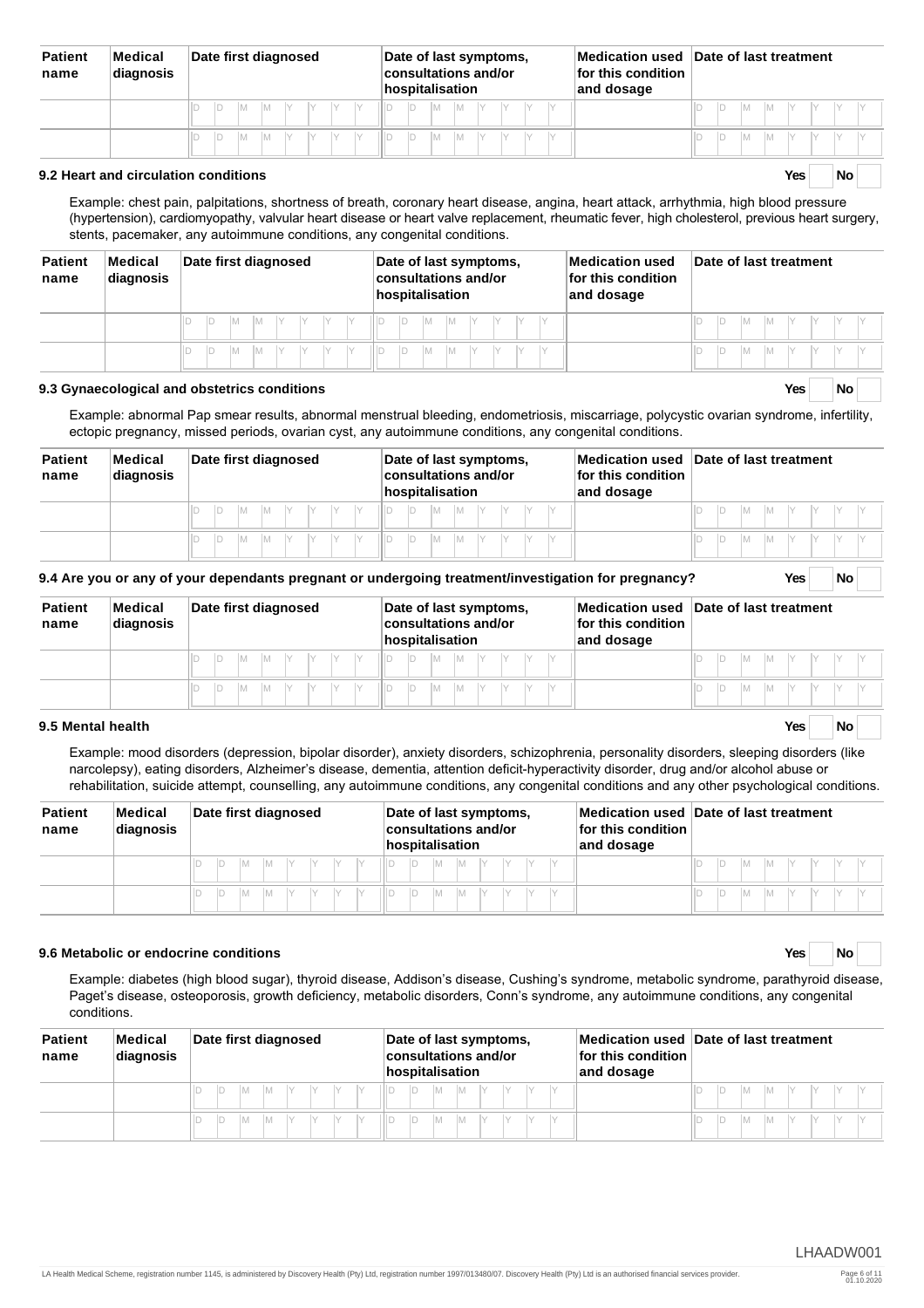| Patient name | Medical diagnosis | Date first diagnosed | Date of last symptoms, consultations and/or hospitalisation | Medication used for this condition and dosage | Date of last treatment |
|---|---|---|---|---|---|
| | | D D M M Y Y Y Y | D D M M Y Y Y Y | | D D M M Y Y Y Y |
| | | D D M M Y Y Y Y | D D M M Y Y Y Y | | D D M M Y Y Y Y |

### 9.2 Heart and circulation conditions

Yes No

Example: chest pain, palpitations, shortness of breath, coronary heart disease, angina, heart attack, arrhythmia, high blood pressure (hypertension), cardiomyopathy, valvular heart disease or heart valve replacement, rheumatic fever, high cholesterol, previous heart surgery, stents, pacemaker, any autoimmune conditions, any congenital conditions.

| Patient name | Medical diagnosis | Date first diagnosed | Date of last symptoms, consultations and/or hospitalisation | Medication used for this condition and dosage | Date of last treatment |
|---|---|---|---|---|---|
| | | D D M M Y Y Y Y | D D M M Y Y Y Y | | D D M M Y Y Y Y |
| | | D D M M Y Y Y Y | D D M M Y Y Y Y | | D D M M Y Y Y Y |

### 9.3 Gynaecological and obstetrics conditions

Yes No

Example: abnormal Pap smear results, abnormal menstrual bleeding, endometriosis, miscarriage, polycystic ovarian syndrome, infertility, ectopic pregnancy, missed periods, ovarian cyst, any autoimmune conditions, any congenital conditions.

| Patient name | Medical diagnosis | Date first diagnosed | Date of last symptoms, consultations and/or hospitalisation | Medication used for this condition and dosage | Date of last treatment |
|---|---|---|---|---|---|
| | | D D M M Y Y Y Y | D D M M Y Y Y Y | | D D M M Y Y Y Y |
| | | D D M M Y Y Y Y | D D M M Y Y Y Y | | D D M M Y Y Y Y |

### 9.4 Are you or any of your dependants pregnant or undergoing treatment/investigation for pregnancy?

Yes No

| Patient name | Medical diagnosis | Date first diagnosed | Date of last symptoms, consultations and/or hospitalisation | Medication used for this condition and dosage | Date of last treatment |
|---|---|---|---|---|---|
| | | D D M M Y Y Y Y | D D M M Y Y Y Y | | D D M M Y Y Y Y |
| | | D D M M Y Y Y Y | D D M M Y Y Y Y | | D D M M Y Y Y Y |

### 9.5 Mental health

Yes No

Example: mood disorders (depression, bipolar disorder), anxiety disorders, schizophrenia, personality disorders, sleeping disorders (like narcolepsy), eating disorders, Alzheimer's disease, dementia, attention deficit-hyperactivity disorder, drug and/or alcohol abuse or rehabilitation, suicide attempt, counselling, any autoimmune conditions, any congenital conditions and any other psychological conditions.

| Patient name | Medical diagnosis | Date first diagnosed | Date of last symptoms, consultations and/or hospitalisation | Medication used for this condition and dosage | Date of last treatment |
|---|---|---|---|---|---|
| | | D D M M Y Y Y Y | D D M M Y Y Y Y | | D D M M Y Y Y Y |
| | | D D M M Y Y Y Y | D D M M Y Y Y Y | | D D M M Y Y Y Y |

### 9.6 Metabolic or endocrine conditions

Yes No

Example: diabetes (high blood sugar), thyroid disease, Addison's disease, Cushing's syndrome, metabolic syndrome, parathyroid disease, Paget's disease, osteoporosis, growth deficiency, metabolic disorders, Conn's syndrome, any autoimmune conditions, any congenital conditions.

| Patient name | Medical diagnosis | Date first diagnosed | Date of last symptoms, consultations and/or hospitalisation | Medication used for this condition and dosage | Date of last treatment |
|---|---|---|---|---|---|
| | | D D M M Y Y Y Y | D D M M Y Y Y Y | | D D M M Y Y Y Y |
| | | D D M M Y Y Y Y | D D M M Y Y Y Y | | D D M M Y Y Y Y |

LHAADW001

LA Health Medical Scheme, registration number 1145, is administered by Discovery Health (Pty) Ltd, registration number 1997/013480/07. Discovery Health (Pty) Ltd is an authorised financial services provider.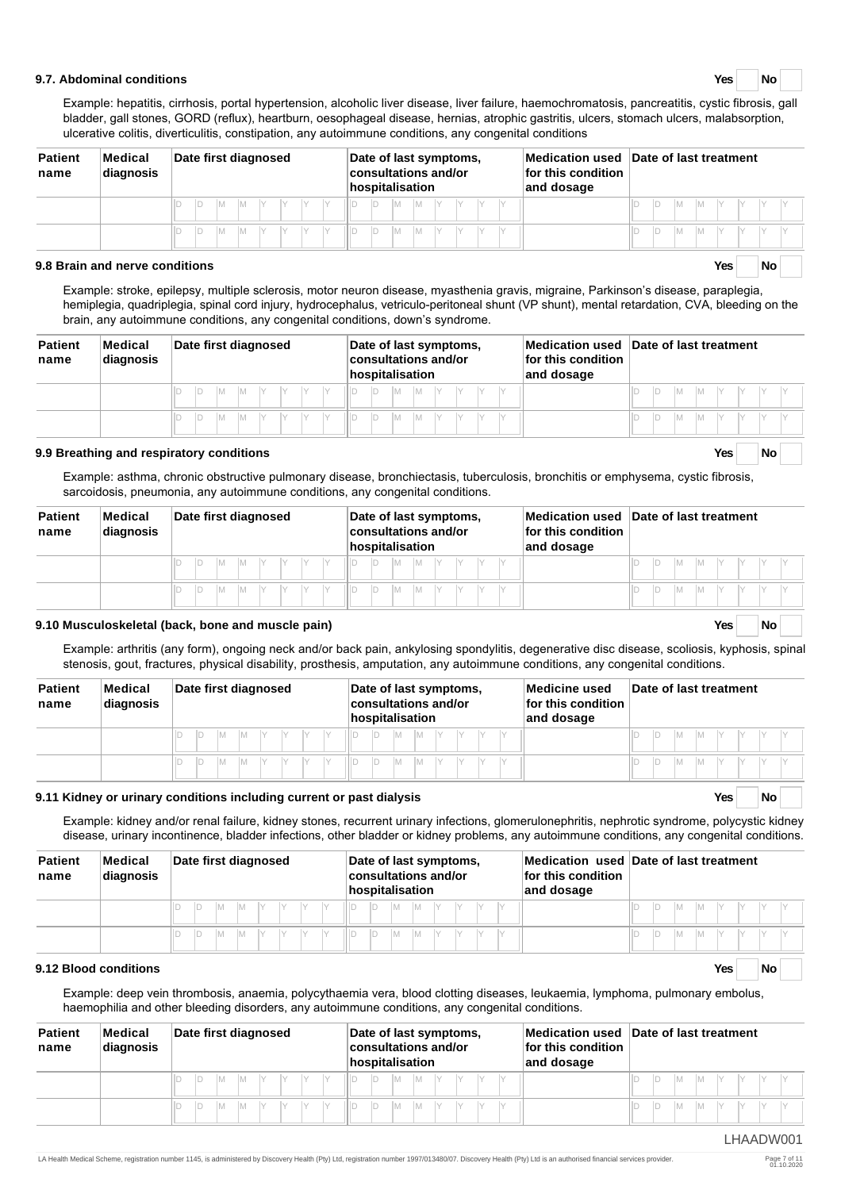### 9.7. Abdominal conditions

Yes No

Example: hepatitis, cirrhosis, portal hypertension, alcoholic liver disease, liver failure, haemochromatosis, pancreatitis, cystic fibrosis, gall bladder, gall stones, GORD (reflux), heartburn, oesophageal disease, hernias, atrophic gastritis, ulcers, stomach ulcers, malabsorption, ulcerative colitis, diverticulitis, constipation, any autoimmune conditions, any congenital conditions

| Patient name | Medical diagnosis | Date first diagnosed | Date of last symptoms, consultations and/or hospitalisation | Medication used for this condition and dosage | Date of last treatment |
|---|---|---|---|---|---|
| | | DD MM YYYY | DD MM YYYY | | DD MM YYYY |
| | | DD MM YYYY | DD MM YYYY | | DD MM YYYY |

### 9.8 Brain and nerve conditions

Yes No

Example: stroke, epilepsy, multiple sclerosis, motor neuron disease, myasthenia gravis, migraine, Parkinson's disease, paraplegia, hemiplegia, quadriplegia, spinal cord injury, hydrocephalus, vetriculo-peritoneal shunt (VP shunt), mental retardation, CVA, bleeding on the brain, any autoimmune conditions, any congenital conditions, down's syndrome.

| Patient name | Medical diagnosis | Date first diagnosed | Date of last symptoms, consultations and/or hospitalisation | Medication used for this condition and dosage | Date of last treatment |
|---|---|---|---|---|---|
| | | DD MM YYYY | DD MM YYYY | | DD MM YYYY |
| | | DD MM YYYY | DD MM YYYY | | DD MM YYYY |

### 9.9 Breathing and respiratory conditions

Yes No

Example: asthma, chronic obstructive pulmonary disease, bronchiectasis, tuberculosis, bronchitis or emphysema, cystic fibrosis, sarcoidosis, pneumonia, any autoimmune conditions, any congenital conditions.

| Patient name | Medical diagnosis | Date first diagnosed | Date of last symptoms, consultations and/or hospitalisation | Medication used for this condition and dosage | Date of last treatment |
|---|---|---|---|---|---|
| | | DD MM YYYY | DD MM YYYY | | DD MM YYYY |
| | | DD MM YYYY | DD MM YYYY | | DD MM YYYY |

### 9.10 Musculoskeletal (back, bone and muscle pain)

Yes No

Example: arthritis (any form), ongoing neck and/or back pain, ankylosing spondylitis, degenerative disc disease, scoliosis, kyphosis, spinal stenosis, gout, fractures, physical disability, prosthesis, amputation, any autoimmune conditions, any congenital conditions.

| Patient name | Medical diagnosis | Date first diagnosed | Date of last symptoms, consultations and/or hospitalisation | Medicine used for this condition and dosage | Date of last treatment |
|---|---|---|---|---|---|
| | | DD MM YYYY | DD MM YYYY | | DD MM YYYY |
| | | DD MM YYYY | DD MM YYYY | | DD MM YYYY |

### 9.11 Kidney or urinary conditions including current or past dialysis

Yes No

Example: kidney and/or renal failure, kidney stones, recurrent urinary infections, glomerulonephritis, nephrotic syndrome, polycystic kidney disease, urinary incontinence, bladder infections, other bladder or kidney problems, any autoimmune conditions, any congenital conditions.

| Patient name | Medical diagnosis | Date first diagnosed | Date of last symptoms, consultations and/or hospitalisation | Medication used for this condition and dosage | Date of last treatment |
|---|---|---|---|---|---|
| | | DD MM YYYY | DD MM YYYY | | DD MM YYYY |
| | | DD MM YYYY | DD MM YYYY | | DD MM YYYY |

### 9.12 Blood conditions

Yes No

Example: deep vein thrombosis, anaemia, polycythaemia vera, blood clotting diseases, leukaemia, lymphoma, pulmonary embolus, haemophilia and other bleeding disorders, any autoimmune conditions, any congenital conditions.

| Patient name | Medical diagnosis | Date first diagnosed | Date of last symptoms, consultations and/or hospitalisation | Medication used for this condition and dosage | Date of last treatment |
|---|---|---|---|---|---|
| | | DD MM YYYY | DD MM YYYY | | DD MM YYYY |
| | | DD MM YYYY | DD MM YYYY | | DD MM YYYY |

LHAADW001

LA Health Medical Scheme, registration number 1145, is administered by Discovery Health (Pty) Ltd, registration number 1997/013480/07. Discovery Health (Pty) Ltd is an authorised financial services provider.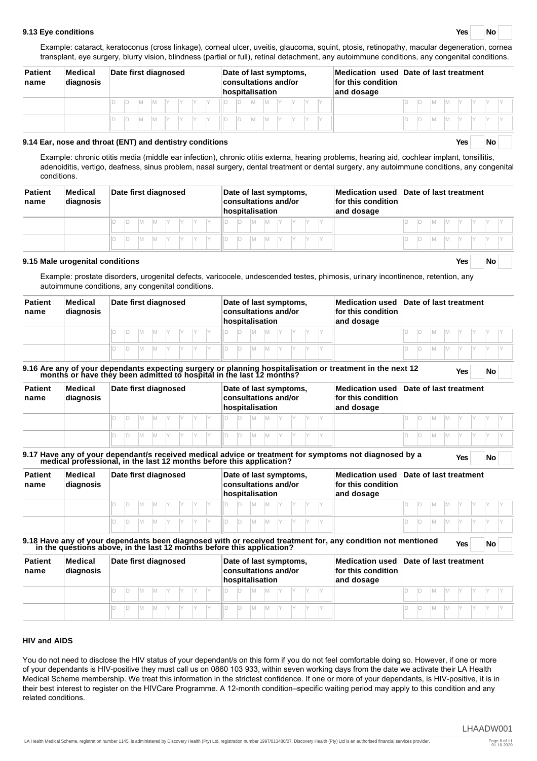**9.13 Eye conditions** Yes ☐ No ☐

Example: cataract, keratoconus (cross linkage), corneal ulcer, uveitis, glaucoma, squint, ptosis, retinopathy, macular degeneration, cornea transplant, eye surgery, blurry vision, blindness (partial or full), retinal detachment, any autoimmune conditions, any congenital conditions.

| Patient name | Medical diagnosis | Date first diagnosed | Date of last symptoms, consultations and/or hospitalisation | Medication used for this condition and dosage | Date of last treatment |
|---|---|---|---|---|---|
| | | D D M M Y Y Y Y | D D M M Y Y Y Y | | D D M M Y Y Y Y |
| | | D D M M Y Y Y Y | D D M M Y Y Y Y | | D D M M Y Y Y Y |

**9.14 Ear, nose and throat (ENT) and dentistry conditions** Yes ☐ No ☐

Example: chronic otitis media (middle ear infection), chronic otitis externa, hearing problems, hearing aid, cochlear implant, tonsillitis, adenoiditis, vertigo, deafness, sinus problem, nasal surgery, dental treatment or dental surgery, any autoimmune conditions, any congenital conditions.

| Patient name | Medical diagnosis | Date first diagnosed | Date of last symptoms, consultations and/or hospitalisation | Medication used for this condition and dosage | Date of last treatment |
|---|---|---|---|---|---|
| | | D D M M Y Y Y Y | D D M M Y Y Y Y | | D D M M Y Y Y Y |
| | | D D M M Y Y Y Y | D D M M Y Y Y Y | | D D M M Y Y Y Y |

**9.15 Male urogenital conditions** Yes ☐ No ☐

Example: prostate disorders, urogenital defects, varicocele, undescended testes, phimosis, urinary incontinence, retention, any autoimmune conditions, any congenital conditions.

| Patient name | Medical diagnosis | Date first diagnosed | Date of last symptoms, consultations and/or hospitalisation | Medication used for this condition and dosage | Date of last treatment |
|---|---|---|---|---|---|
| | | D D M M Y Y Y Y | D D M M Y Y Y Y | | D D M M Y Y Y Y |
| | | D D M M Y Y Y Y | D D M M Y Y Y Y | | D D M M Y Y Y Y |

**9.16 Are any of your dependants expecting surgery or planning hospitalisation or treatment in the next 12 months or have they been admitted to hospital in the last 12 months?** Yes ☐ No ☐

| Patient name | Medical diagnosis | Date first diagnosed | Date of last symptoms, consultations and/or hospitalisation | Medication used for this condition and dosage | Date of last treatment |
|---|---|---|---|---|---|
| | | D D M M Y Y Y Y | D D M M Y Y Y Y | | D D M M Y Y Y Y |
| | | D D M M Y Y Y Y | D D M M Y Y Y Y | | D D M M Y Y Y Y |

**9.17 Have any of your dependant/s received medical advice or treatment for symptoms not diagnosed by a medical professional, in the last 12 months before this application?** Yes ☐ No ☐

| Patient name | Medical diagnosis | Date first diagnosed | Date of last symptoms, consultations and/or hospitalisation | Medication used for this condition and dosage | Date of last treatment |
|---|---|---|---|---|---|
| | | D D M M Y Y Y Y | D D M M Y Y Y Y | | D D M M Y Y Y Y |
| | | D D M M Y Y Y Y | D D M M Y Y Y Y | | D D M M Y Y Y Y |

**9.18 Have any of your dependants been diagnosed with or received treatment for, any condition not mentioned in the questions above, in the last 12 months before this application?** Yes ☐ No ☐

| Patient name | Medical diagnosis | Date first diagnosed | Date of last symptoms, consultations and/or hospitalisation | Medication used for this condition and dosage | Date of last treatment |
|---|---|---|---|---|---|
| | | D D M M Y Y Y Y | D D M M Y Y Y Y | | D D M M Y Y Y Y |
| | | D D M M Y Y Y Y | D D M M Y Y Y Y | | D D M M Y Y Y Y |

### HIV and AIDS

You do not need to disclose the HIV status of your dependant/s on this form if you do not feel comfortable doing so. However, if one or more of your dependants is HIV-positive they must call us on 0860 103 933, within seven working days from the date we activate their LA Health Medical Scheme membership. We treat this information in the strictest confidence. If one or more of your dependants, is HIV-positive, it is in their best interest to register on the HIVCare Programme. A 12-month condition–specific waiting period may apply to this condition and any related conditions.

LHAADW001

LA Health Medical Scheme, registration number 1145, is administered by Discovery Health (Pty) Ltd, registration number 1997/013480/07. Discovery Health (Pty) Ltd is an authorised financial services provider.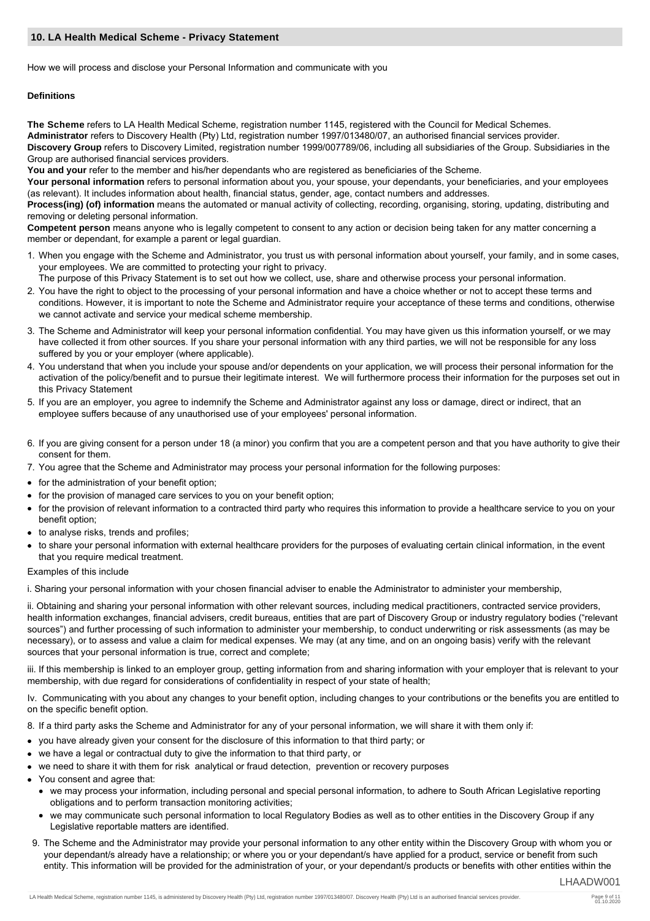## 10. LA Health Medical Scheme - Privacy Statement

How we will process and disclose your Personal Information and communicate with you

**Definitions**

**The Scheme** refers to LA Health Medical Scheme, registration number 1145, registered with the Council for Medical Schemes.
**Administrator** refers to Discovery Health (Pty) Ltd, registration number 1997/013480/07, an authorised financial services provider.
**Discovery Group** refers to Discovery Limited, registration number 1999/007789/06, including all subsidiaries of the Group. Subsidiaries in the Group are authorised financial services providers.
**You and your** refer to the member and his/her dependants who are registered as beneficiaries of the Scheme.
**Your personal information** refers to personal information about you, your spouse, your dependants, your beneficiaries, and your employees (as relevant). It includes information about health, financial status, gender, age, contact numbers and addresses.
**Process(ing) (of) information** means the automated or manual activity of collecting, recording, organising, storing, updating, distributing and removing or deleting personal information.
**Competent person** means anyone who is legally competent to consent to any action or decision being taken for any matter concerning a member or dependant, for example a parent or legal guardian.

1. When you engage with the Scheme and Administrator, you trust us with personal information about yourself, your family, and in some cases, your employees. We are committed to protecting your right to privacy.
   The purpose of this Privacy Statement is to set out how we collect, use, share and otherwise process your personal information.
2. You have the right to object to the processing of your personal information and have a choice whether or not to accept these terms and conditions. However, it is important to note the Scheme and Administrator require your acceptance of these terms and conditions, otherwise we cannot activate and service your medical scheme membership.
3. The Scheme and Administrator will keep your personal information confidential. You may have given us this information yourself, or we may have collected it from other sources. If you share your personal information with any third parties, we will not be responsible for any loss suffered by you or your employer (where applicable).
4. You understand that when you include your spouse and/or dependents on your application, we will process their personal information for the activation of the policy/benefit and to pursue their legitimate interest. We will furthermore process their information for the purposes set out in this Privacy Statement
5. If you are an employer, you agree to indemnify the Scheme and Administrator against any loss or damage, direct or indirect, that an employee suffers because of any unauthorised use of your employees' personal information.
6. If you are giving consent for a person under 18 (a minor) you confirm that you are a competent person and that you have authority to give their consent for them.
7. You agree that the Scheme and Administrator may process your personal information for the following purposes:

- for the administration of your benefit option;
- for the provision of managed care services to you on your benefit option;
- for the provision of relevant information to a contracted third party who requires this information to provide a healthcare service to you on your benefit option;
- to analyse risks, trends and profiles;
- to share your personal information with external healthcare providers for the purposes of evaluating certain clinical information, in the event that you require medical treatment.

Examples of this include

i. Sharing your personal information with your chosen financial adviser to enable the Administrator to administer your membership,

ii. Obtaining and sharing your personal information with other relevant sources, including medical practitioners, contracted service providers, health information exchanges, financial advisers, credit bureaus, entities that are part of Discovery Group or industry regulatory bodies ("relevant sources") and further processing of such information to administer your membership, to conduct underwriting or risk assessments (as may be necessary), or to assess and value a claim for medical expenses. We may (at any time, and on an ongoing basis) verify with the relevant sources that your personal information is true, correct and complete;

iii. If this membership is linked to an employer group, getting information from and sharing information with your employer that is relevant to your membership, with due regard for considerations of confidentiality in respect of your state of health;

Iv. Communicating with you about any changes to your benefit option, including changes to your contributions or the benefits you are entitled to on the specific benefit option.

8. If a third party asks the Scheme and Administrator for any of your personal information, we will share it with them only if:

- you have already given your consent for the disclosure of this information to that third party; or
- we have a legal or contractual duty to give the information to that third party, or
- we need to share it with them for risk analytical or fraud detection, prevention or recovery purposes
- You consent and agree that:
  - we may process your information, including personal and special personal information, to adhere to South African Legislative reporting obligations and to perform transaction monitoring activities;
  - we may communicate such personal information to local Regulatory Bodies as well as to other entities in the Discovery Group if any Legislative reportable matters are identified.

9. The Scheme and the Administrator may provide your personal information to any other entity within the Discovery Group with whom you or your dependant/s already have a relationship; or where you or your dependant/s have applied for a product, service or benefit from such entity. This information will be provided for the administration of your, or your dependant/s products or benefits with other entities within the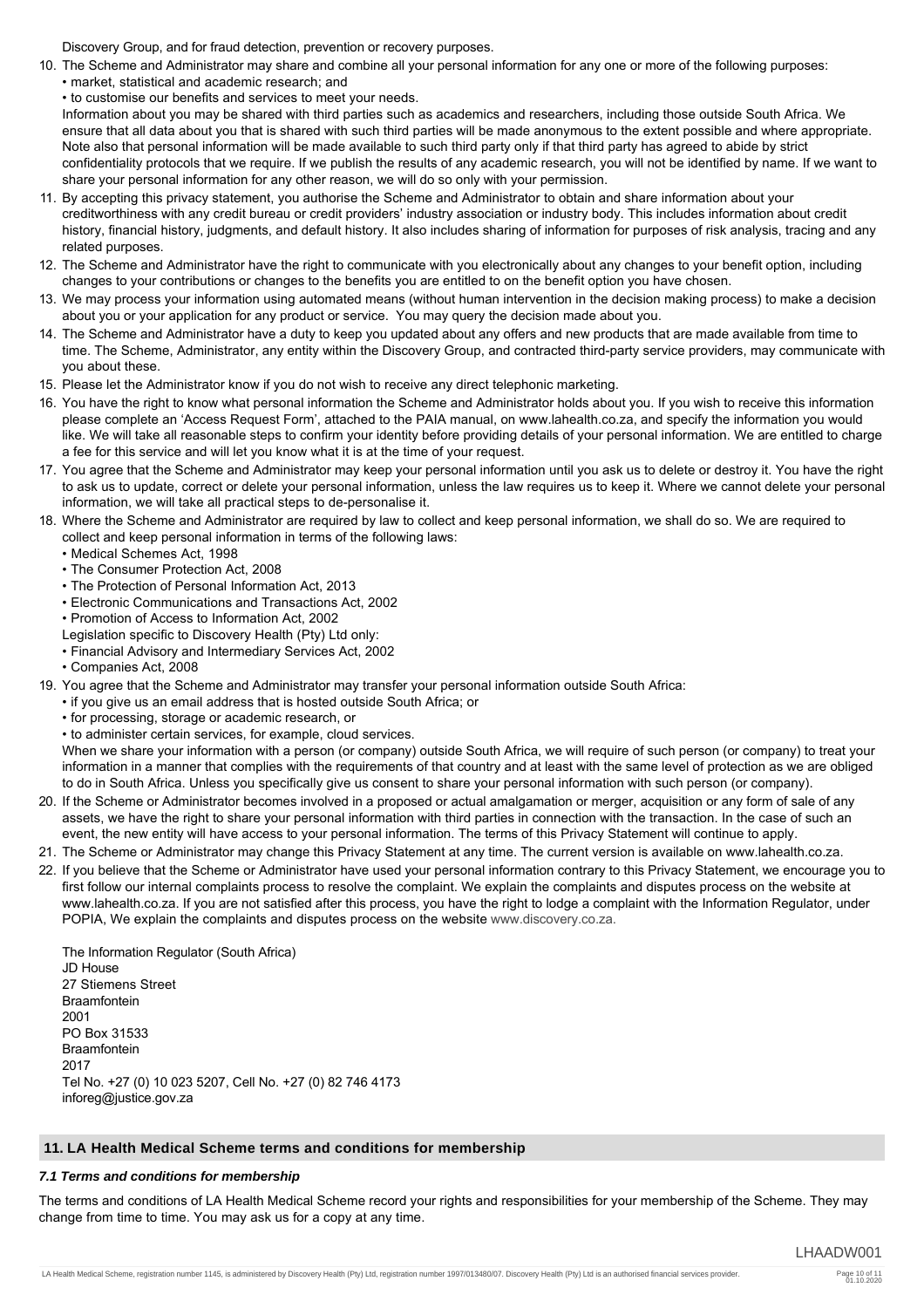Discovery Group, and for fraud detection, prevention or recovery purposes.

10. The Scheme and Administrator may share and combine all your personal information for any one or more of the following purposes:
    - market, statistical and academic research; and
    - to customise our benefits and services to meet your needs.

    Information about you may be shared with third parties such as academics and researchers, including those outside South Africa. We ensure that all data about you that is shared with such third parties will be made anonymous to the extent possible and where appropriate. Note also that personal information will be made available to such third party only if that third party has agreed to abide by strict confidentiality protocols that we require. If we publish the results of any academic research, you will not be identified by name. If we want to share your personal information for any other reason, we will do so only with your permission.
11. By accepting this privacy statement, you authorise the Scheme and Administrator to obtain and share information about your creditworthiness with any credit bureau or credit providers' industry association or industry body. This includes information about credit history, financial history, judgments, and default history. It also includes sharing of information for purposes of risk analysis, tracing and any related purposes.
12. The Scheme and Administrator have the right to communicate with you electronically about any changes to your benefit option, including changes to your contributions or changes to the benefits you are entitled to on the benefit option you have chosen.
13. We may process your information using automated means (without human intervention in the decision making process) to make a decision about you or your application for any product or service. You may query the decision made about you.
14. The Scheme and Administrator have a duty to keep you updated about any offers and new products that are made available from time to time. The Scheme, Administrator, any entity within the Discovery Group, and contracted third-party service providers, may communicate with you about these.
15. Please let the Administrator know if you do not wish to receive any direct telephonic marketing.
16. You have the right to know what personal information the Scheme and Administrator holds about you. If you wish to receive this information please complete an 'Access Request Form', attached to the PAIA manual, on www.lahealth.co.za, and specify the information you would like. We will take all reasonable steps to confirm your identity before providing details of your personal information. We are entitled to charge a fee for this service and will let you know what it is at the time of your request.
17. You agree that the Scheme and Administrator may keep your personal information until you ask us to delete or destroy it. You have the right to ask us to update, correct or delete your personal information, unless the law requires us to keep it. Where we cannot delete your personal information, we will take all practical steps to de-personalise it.
18. Where the Scheme and Administrator are required by law to collect and keep personal information, we shall do so. We are required to collect and keep personal information in terms of the following laws:
    - Medical Schemes Act, 1998
    - The Consumer Protection Act, 2008
    - The Protection of Personal Information Act, 2013
    - Electronic Communications and Transactions Act, 2002
    - Promotion of Access to Information Act, 2002

    Legislation specific to Discovery Health (Pty) Ltd only:
    - Financial Advisory and Intermediary Services Act, 2002
    - Companies Act, 2008
19. You agree that the Scheme and Administrator may transfer your personal information outside South Africa:
    - if you give us an email address that is hosted outside South Africa; or
    - for processing, storage or academic research, or
    - to administer certain services, for example, cloud services.

    When we share your information with a person (or company) outside South Africa, we will require of such person (or company) to treat your information in a manner that complies with the requirements of that country and at least with the same level of protection as we are obliged to do in South Africa. Unless you specifically give us consent to share your personal information with such person (or company).
20. If the Scheme or Administrator becomes involved in a proposed or actual amalgamation or merger, acquisition or any form of sale of any assets, we have the right to share your personal information with third parties in connection with the transaction. In the case of such an event, the new entity will have access to your personal information. The terms of this Privacy Statement will continue to apply.
21. The Scheme or Administrator may change this Privacy Statement at any time. The current version is available on www.lahealth.co.za.
22. If you believe that the Scheme or Administrator have used your personal information contrary to this Privacy Statement, we encourage you to first follow our internal complaints process to resolve the complaint. We explain the complaints and disputes process on the website at www.lahealth.co.za. If you are not satisfied after this process, you have the right to lodge a complaint with the Information Regulator, under POPIA, We explain the complaints and disputes process on the website www.discovery.co.za.

    The Information Regulator (South Africa)
    JD House
    27 Stiemens Street
    Braamfontein
    2001
    PO Box 31533
    Braamfontein
    2017
    Tel No. +27 (0) 10 023 5207, Cell No. +27 (0) 82 746 4173
    inforeg@justice.gov.za

## 11. LA Health Medical Scheme terms and conditions for membership

### *7.1 Terms and conditions for membership*

The terms and conditions of LA Health Medical Scheme record your rights and responsibilities for your membership of the Scheme. They may change from time to time. You may ask us for a copy at any time.

LHAADW001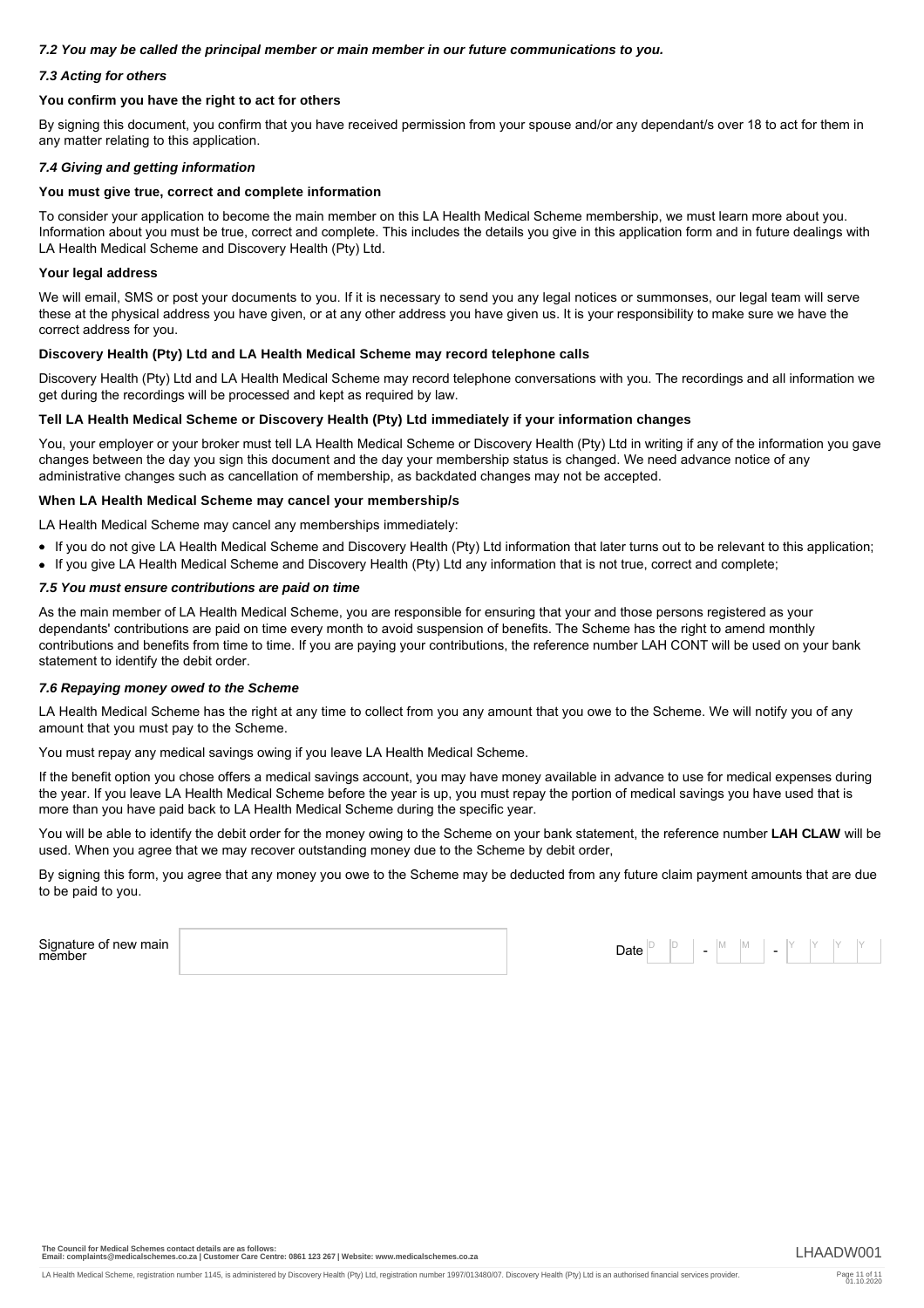***7.2 You may be called the principal member or main member in our future communications to you.***

***7.3 Acting for others***

**You confirm you have the right to act for others**

By signing this document, you confirm that you have received permission from your spouse and/or any dependant/s over 18 to act for them in any matter relating to this application.

***7.4 Giving and getting information***

**You must give true, correct and complete information**

To consider your application to become the main member on this LA Health Medical Scheme membership, we must learn more about you. Information about you must be true, correct and complete. This includes the details you give in this application form and in future dealings with LA Health Medical Scheme and Discovery Health (Pty) Ltd.

**Your legal address**

We will email, SMS or post your documents to you. If it is necessary to send you any legal notices or summonses, our legal team will serve these at the physical address you have given, or at any other address you have given us. It is your responsibility to make sure we have the correct address for you.

**Discovery Health (Pty) Ltd and LA Health Medical Scheme may record telephone calls**

Discovery Health (Pty) Ltd and LA Health Medical Scheme may record telephone conversations with you. The recordings and all information we get during the recordings will be processed and kept as required by law.

**Tell LA Health Medical Scheme or Discovery Health (Pty) Ltd immediately if your information changes**

You, your employer or your broker must tell LA Health Medical Scheme or Discovery Health (Pty) Ltd in writing if any of the information you gave changes between the day you sign this document and the day your membership status is changed. We need advance notice of any administrative changes such as cancellation of membership, as backdated changes may not be accepted.

**When LA Health Medical Scheme may cancel your membership/s**

LA Health Medical Scheme may cancel any memberships immediately:

- If you do not give LA Health Medical Scheme and Discovery Health (Pty) Ltd information that later turns out to be relevant to this application;
- If you give LA Health Medical Scheme and Discovery Health (Pty) Ltd any information that is not true, correct and complete;

***7.5 You must ensure contributions are paid on time***

As the main member of LA Health Medical Scheme, you are responsible for ensuring that your and those persons registered as your dependants' contributions are paid on time every month to avoid suspension of benefits. The Scheme has the right to amend monthly contributions and benefits from time to time. If you are paying your contributions, the reference number LAH CONT will be used on your bank statement to identify the debit order.

***7.6 Repaying money owed to the Scheme***

LA Health Medical Scheme has the right at any time to collect from you any amount that you owe to the Scheme. We will notify you of any amount that you must pay to the Scheme.

You must repay any medical savings owing if you leave LA Health Medical Scheme.

If the benefit option you chose offers a medical savings account, you may have money available in advance to use for medical expenses during the year. If you leave LA Health Medical Scheme before the year is up, you must repay the portion of medical savings you have used that is more than you have paid back to LA Health Medical Scheme during the specific year.

You will be able to identify the debit order for the money owing to the Scheme on your bank statement, the reference number **LAH CLAW** will be used. When you agree that we may recover outstanding money due to the Scheme by debit order,

By signing this form, you agree that any money you owe to the Scheme may be deducted from any future claim payment amounts that are due to be paid to you.

Signature of new main member ______________________ Date D D - M M - Y Y Y Y

**The Council for Medical Schemes contact details are as follows:**
**Email: complaints@medicalschemes.co.za | Customer Care Centre: 0861 123 267 | Website: www.medicalschemes.co.za**

LHAADW001

LA Health Medical Scheme, registration number 1145, is administered by Discovery Health (Pty) Ltd, registration number 1997/013480/07. Discovery Health (Pty) Ltd is an authorised financial services provider.

01.10.2020